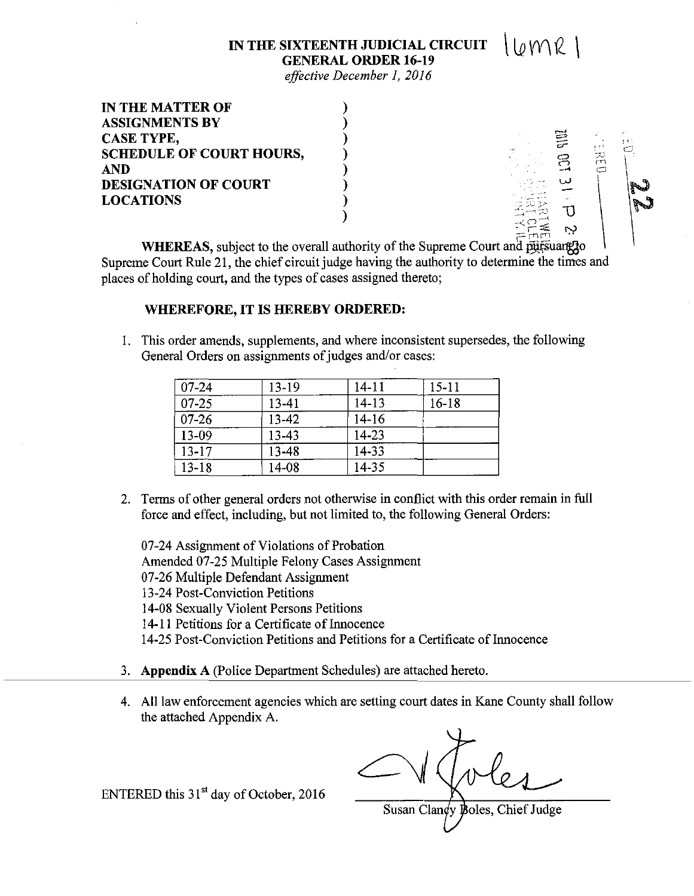**IN THE SIXTEENTH JUDICIAL CIRCUIT**
**GENERAL ORDER 16-19**
*effective December 1, 2016*

16MR 1

**IN THE MATTER OF**
**ASSIGNMENTS BY**
**CASE TYPE,**
**SCHEDULE OF COURT HOURS,**
**AND**
**DESIGNATION OF COURT**
**LOCATIONS**

2016 OCT 31 P 2:

22

**WHEREAS,** subject to the overall authority of the Supreme Court and pursuant to Supreme Court Rule 21, the chief circuit judge having the authority to determine the times and places of holding court, and the types of cases assigned thereto;

**WHEREFORE, IT IS HEREBY ORDERED:**

1. This order amends, supplements, and where inconsistent supersedes, the following General Orders on assignments of judges and/or cases:

| 07-24 | 13-19 | 14-11 | 15-11 |
|---|---|---|---|
| 07-25 | 13-41 | 14-13 | 16-18 |
| 07-26 | 13-42 | 14-16 | |
| 13-09 | 13-43 | 14-23 | |
| 13-17 | 13-48 | 14-33 | |
| 13-18 | 14-08 | 14-35 | |

2. Terms of other general orders not otherwise in conflict with this order remain in full force and effect, including, but not limited to, the following General Orders:

   07-24 Assignment of Violations of Probation
   Amended 07-25 Multiple Felony Cases Assignment
   07-26 Multiple Defendant Assignment
   13-24 Post-Conviction Petitions
   14-08 Sexually Violent Persons Petitions
   14-11 Petitions for a Certificate of Innocence
   14-25 Post-Conviction Petitions and Petitions for a Certificate of Innocence

3. **Appendix A** (Police Department Schedules) are attached hereto.

4. All law enforcement agencies which are setting court dates in Kane County shall follow the attached Appendix A.

ENTERED this 31st day of October, 2016

Susan Clancy Boles, Chief Judge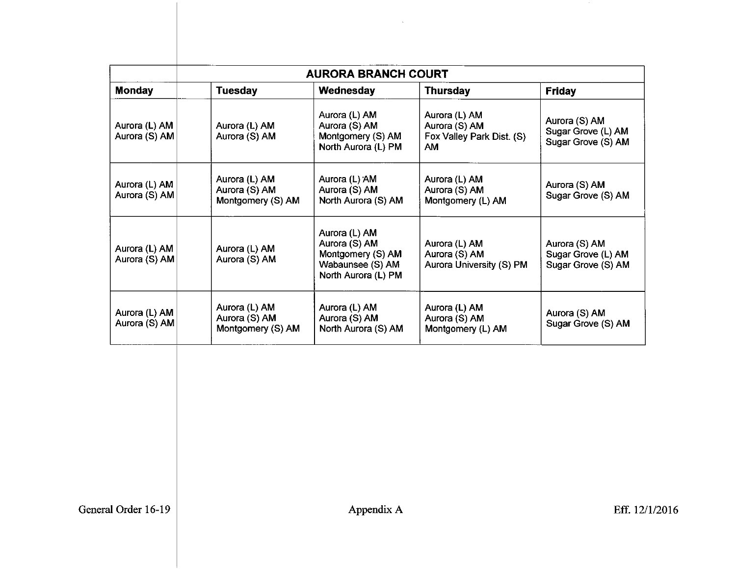| AURORA BRANCH COURT | | | | |
|---|---|---|---|---|
| **Monday** | **Tuesday** | **Wednesday** | **Thursday** | **Friday** |
| Aurora (L) AM<br>Aurora (S) AM | Aurora (L) AM<br>Aurora (S) AM | Aurora (L) AM<br>Aurora (S) AM<br>Montgomery (S) AM<br>North Aurora (L) PM | Aurora (L) AM<br>Aurora (S) AM<br>Fox Valley Park Dist. (S) AM | Aurora (S) AM<br>Sugar Grove (L) AM<br>Sugar Grove (S) AM |
| Aurora (L) AM<br>Aurora (S) AM | Aurora (L) AM<br>Aurora (S) AM<br>Montgomery (S) AM | Aurora (L) AM<br>Aurora (S) AM<br>North Aurora (S) AM | Aurora (L) AM<br>Aurora (S) AM<br>Montgomery (L) AM | Aurora (S) AM<br>Sugar Grove (S) AM |
| Aurora (L) AM<br>Aurora (S) AM | Aurora (L) AM<br>Aurora (S) AM | Aurora (L) AM<br>Aurora (S) AM<br>Montgomery (S) AM<br>Wabaunsee (S) AM<br>North Aurora (L) PM | Aurora (L) AM<br>Aurora (S) AM<br>Aurora University (S) PM | Aurora (S) AM<br>Sugar Grove (L) AM<br>Sugar Grove (S) AM |
| Aurora (L) AM<br>Aurora (S) AM | Aurora (L) AM<br>Aurora (S) AM<br>Montgomery (S) AM | Aurora (L) AM<br>Aurora (S) AM<br>North Aurora (S) AM | Aurora (L) AM<br>Aurora (S) AM<br>Montgomery (L) AM | Aurora (S) AM<br>Sugar Grove (S) AM |

General Order 16-19 Appendix A Eff. 12/1/2016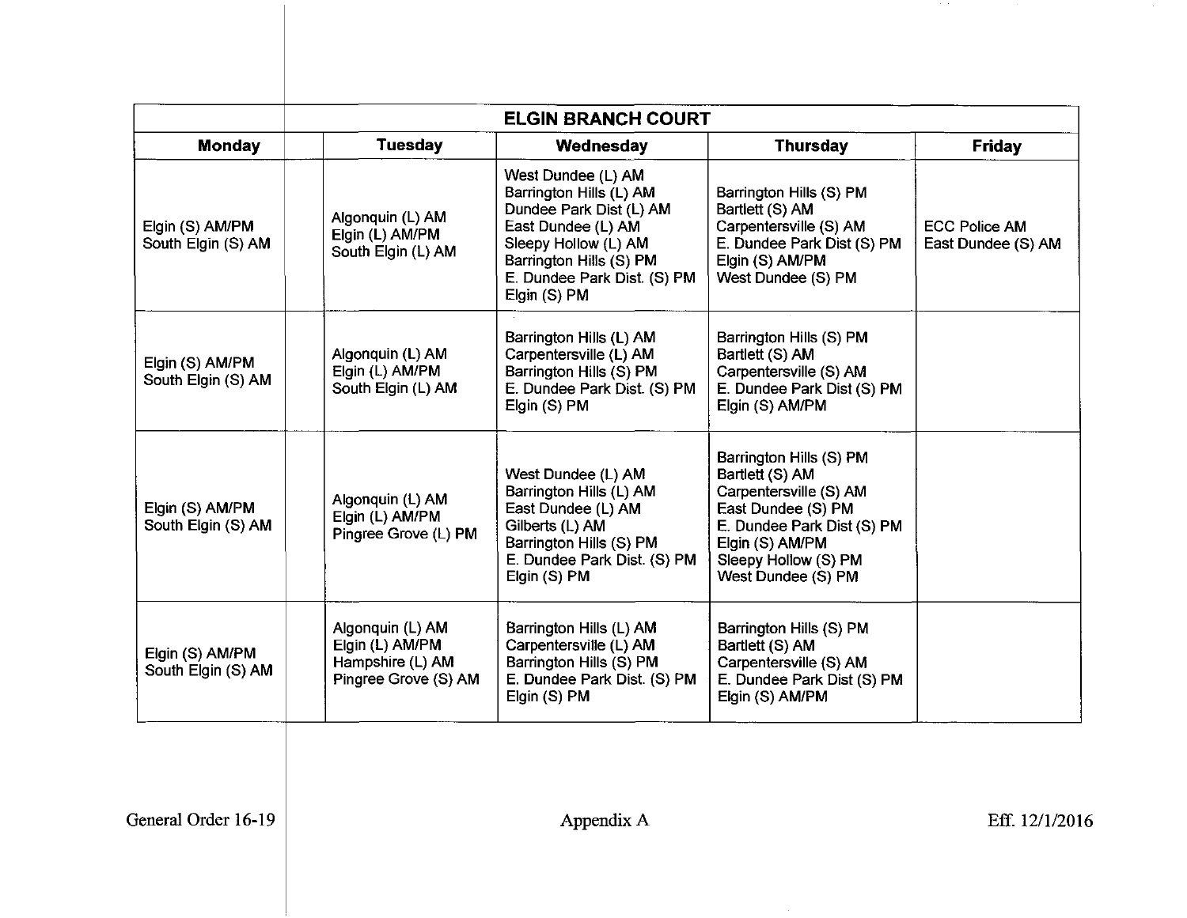| ELGIN BRANCH COURT | | | | |
|---|---|---|---|---|
| **Monday** | **Tuesday** | **Wednesday** | **Thursday** | **Friday** |
| Elgin (S) AM/PM<br>South Elgin (S) AM | Algonquin (L) AM<br>Elgin (L) AM/PM<br>South Elgin (L) AM | West Dundee (L) AM<br>Barrington Hills (L) AM<br>Dundee Park Dist (L) AM<br>East Dundee (L) AM<br>Sleepy Hollow (L) AM<br>Barrington Hills (S) PM<br>E. Dundee Park Dist. (S) PM<br>Elgin (S) PM | Barrington Hills (S) PM<br>Bartlett (S) AM<br>Carpentersville (S) AM<br>E. Dundee Park Dist (S) PM<br>Elgin (S) AM/PM<br>West Dundee (S) PM | ECC Police AM<br>East Dundee (S) AM |
| Elgin (S) AM/PM<br>South Elgin (S) AM | Algonquin (L) AM<br>Elgin (L) AM/PM<br>South Elgin (L) AM | Barrington Hills (L) AM<br>Carpentersville (L) AM<br>Barrington Hills (S) PM<br>E. Dundee Park Dist. (S) PM<br>Elgin (S) PM | Barrington Hills (S) PM<br>Bartlett (S) AM<br>Carpentersville (S) AM<br>E. Dundee Park Dist (S) PM<br>Elgin (S) AM/PM | |
| Elgin (S) AM/PM<br>South Elgin (S) AM | Algonquin (L) AM<br>Elgin (L) AM/PM<br>Pingree Grove (L) PM | West Dundee (L) AM<br>Barrington Hills (L) AM<br>East Dundee (L) AM<br>Gilberts (L) AM<br>Barrington Hills (S) PM<br>E. Dundee Park Dist. (S) PM<br>Elgin (S) PM | Barrington Hills (S) PM<br>Bartlett (S) AM<br>Carpentersville (S) AM<br>East Dundee (S) PM<br>E. Dundee Park Dist (S) PM<br>Elgin (S) AM/PM<br>Sleepy Hollow (S) PM<br>West Dundee (S) PM | |
| Elgin (S) AM/PM<br>South Elgin (S) AM | Algonquin (L) AM<br>Elgin (L) AM/PM<br>Hampshire (L) AM<br>Pingree Grove (S) AM | Barrington Hills (L) AM<br>Carpentersville (L) AM<br>Barrington Hills (S) PM<br>E. Dundee Park Dist. (S) PM<br>Elgin (S) PM | Barrington Hills (S) PM<br>Bartlett (S) AM<br>Carpentersville (S) AM<br>E. Dundee Park Dist (S) PM<br>Elgin (S) AM/PM | |

General Order 16-19 — Appendix A — Eff. 12/1/2016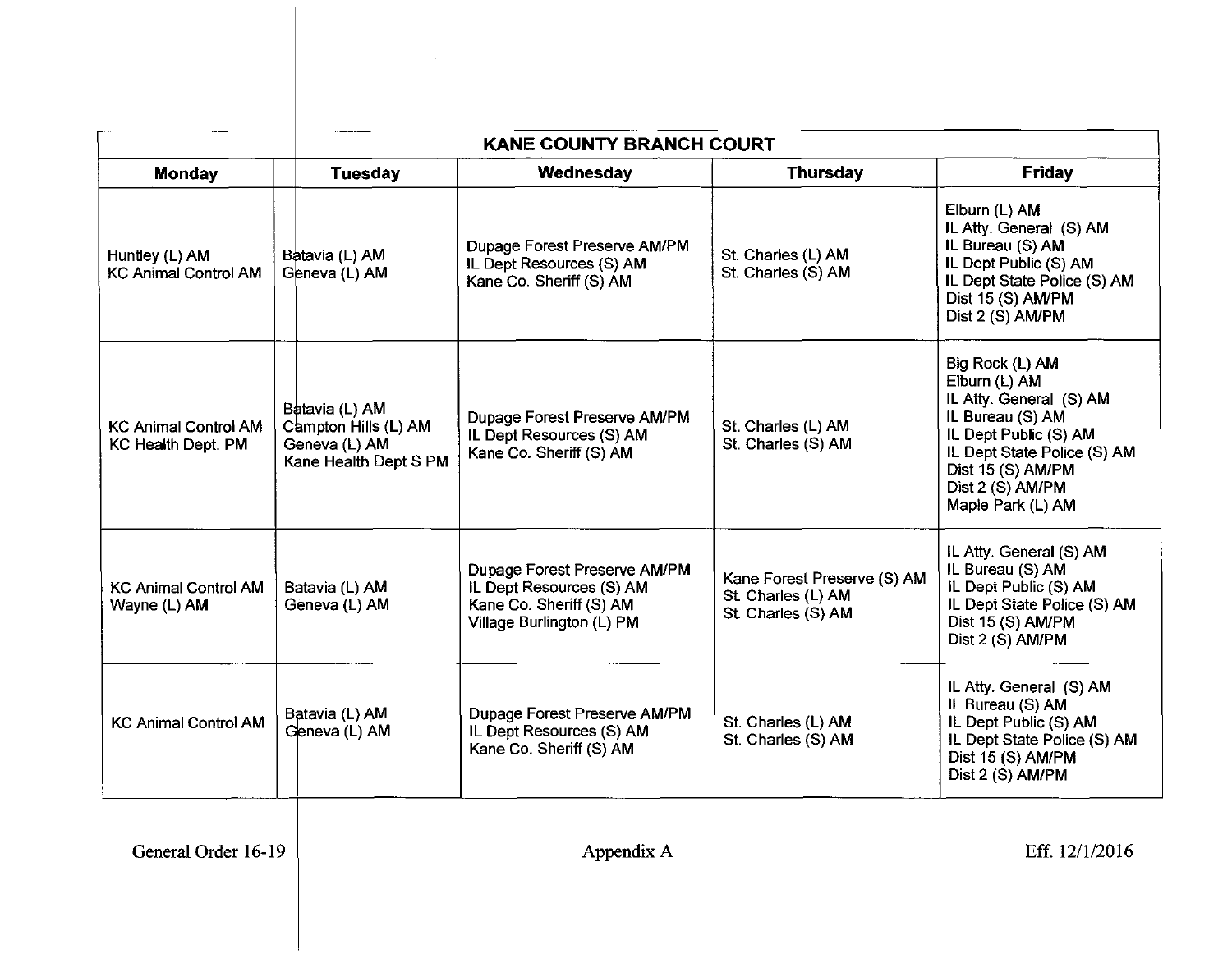| KANE COUNTY BRANCH COURT | | | | |
|---|---|---|---|---|
| **Monday** | **Tuesday** | **Wednesday** | **Thursday** | **Friday** |
| Huntley (L) AM<br>KC Animal Control AM | Batavia (L) AM<br>Geneva (L) AM | Dupage Forest Preserve AM/PM<br>IL Dept Resources (S) AM<br>Kane Co. Sheriff (S) AM | St. Charles (L) AM<br>St. Charles (S) AM | Elburn (L) AM<br>IL Atty. General (S) AM<br>IL Bureau (S) AM<br>IL Dept Public (S) AM<br>IL Dept State Police (S) AM<br>Dist 15 (S) AM/PM<br>Dist 2 (S) AM/PM |
| KC Animal Control AM<br>KC Health Dept. PM | Batavia (L) AM<br>Campton Hills (L) AM<br>Geneva (L) AM<br>Kane Health Dept S PM | Dupage Forest Preserve AM/PM<br>IL Dept Resources (S) AM<br>Kane Co. Sheriff (S) AM | St. Charles (L) AM<br>St. Charles (S) AM | Big Rock (L) AM<br>Elburn (L) AM<br>IL Atty. General (S) AM<br>IL Bureau (S) AM<br>IL Dept Public (S) AM<br>IL Dept State Police (S) AM<br>Dist 15 (S) AM/PM<br>Dist 2 (S) AM/PM<br>Maple Park (L) AM |
| KC Animal Control AM<br>Wayne (L) AM | Batavia (L) AM<br>Geneva (L) AM | Dupage Forest Preserve AM/PM<br>IL Dept Resources (S) AM<br>Kane Co. Sheriff (S) AM<br>Village Burlington (L) PM | Kane Forest Preserve (S) AM<br>St. Charles (L) AM<br>St. Charles (S) AM | IL Atty. General (S) AM<br>IL Bureau (S) AM<br>IL Dept Public (S) AM<br>IL Dept State Police (S) AM<br>Dist 15 (S) AM/PM<br>Dist 2 (S) AM/PM |
| KC Animal Control AM | Batavia (L) AM<br>Geneva (L) AM | Dupage Forest Preserve AM/PM<br>IL Dept Resources (S) AM<br>Kane Co. Sheriff (S) AM | St. Charles (L) AM<br>St. Charles (S) AM | IL Atty. General (S) AM<br>IL Bureau (S) AM<br>IL Dept Public (S) AM<br>IL Dept State Police (S) AM<br>Dist 15 (S) AM/PM<br>Dist 2 (S) AM/PM |

General Order 16-19 Appendix A Eff. 12/1/2016